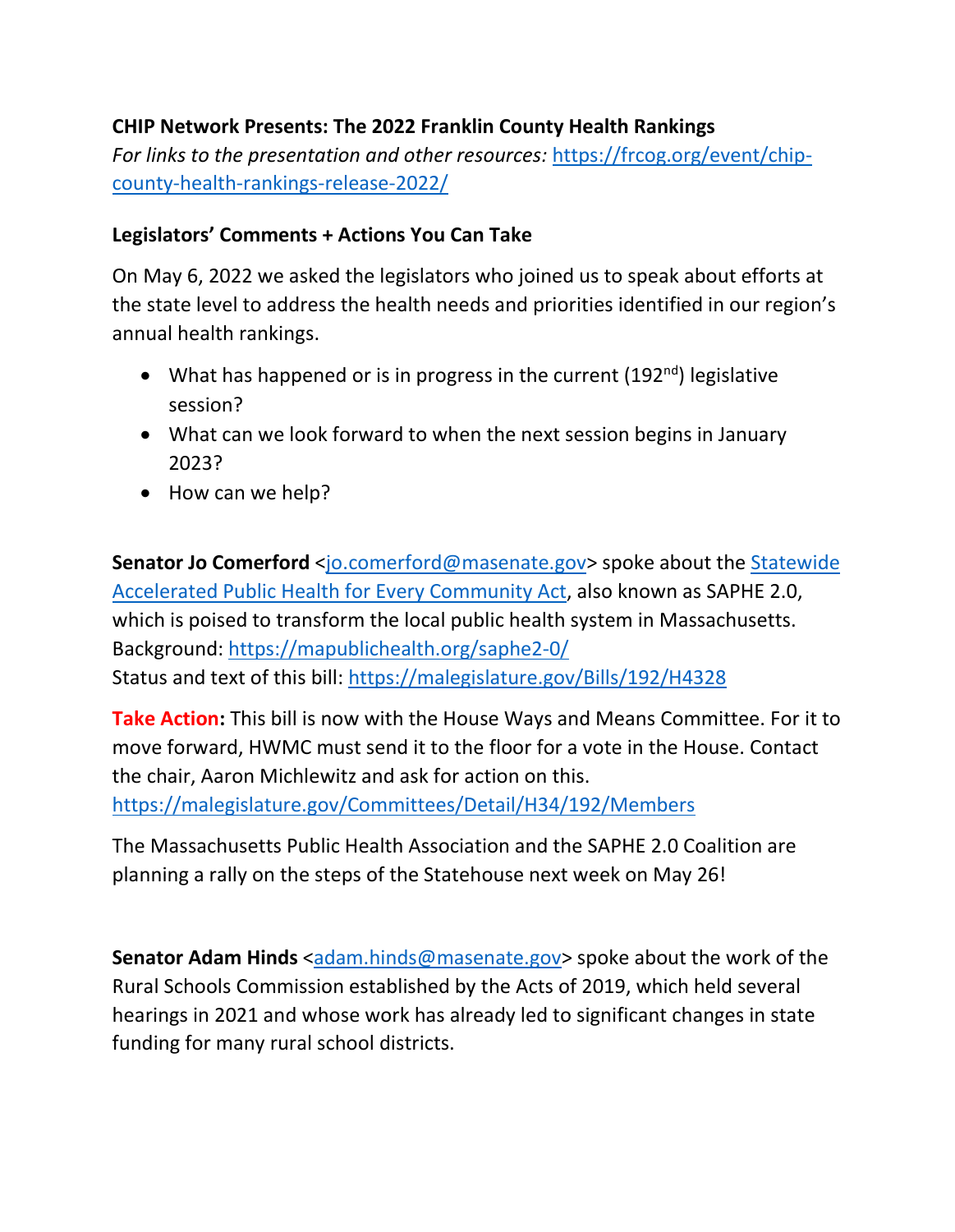**CHIP Network Presents: The 2022 Franklin County Health Rankings**

*For links to the presentation and other resources:* [https://frcog.org/event/chip-county-health-rankings-release-2022/](https://frcog.org/event/chip-county-health-rankings-release-2022/)

**Legislators' Comments + Actions You Can Take**

On May 6, 2022 we asked the legislators who joined us to speak about efforts at the state level to address the health needs and priorities identified in our region's annual health rankings.

- What has happened or is in progress in the current (192nd) legislative session?
- What can we look forward to when the next session begins in January 2023?
- How can we help?

**Senator Jo Comerford** <[jo.comerford@masenate.gov](mailto:jo.comerford@masenate.gov)> spoke about the Statewide Accelerated Public Health for Every Community Act, also known as SAPHE 2.0, which is poised to transform the local public health system in Massachusetts.
Background: [https://mapublichealth.org/saphe2-0/](https://mapublichealth.org/saphe2-0/)
Status and text of this bill: [https://malegislature.gov/Bills/192/H4328](https://malegislature.gov/Bills/192/H4328)

**Take Action:** This bill is now with the House Ways and Means Committee. For it to move forward, HWMC must send it to the floor for a vote in the House. Contact the chair, Aaron Michlewitz and ask for action on this.
[https://malegislature.gov/Committees/Detail/H34/192/Members](https://malegislature.gov/Committees/Detail/H34/192/Members)

The Massachusetts Public Health Association and the SAPHE 2.0 Coalition are planning a rally on the steps of the Statehouse next week on May 26!

**Senator Adam Hinds** <[adam.hinds@masenate.gov](mailto:adam.hinds@masenate.gov)> spoke about the work of the Rural Schools Commission established by the Acts of 2019, which held several hearings in 2021 and whose work has already led to significant changes in state funding for many rural school districts.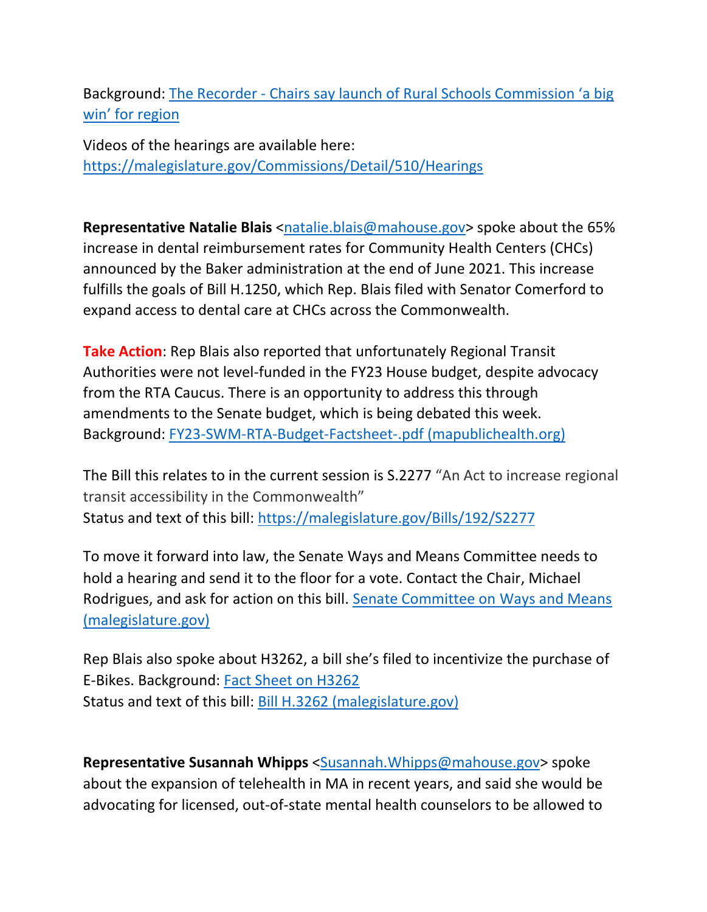Background: [The Recorder - Chairs say launch of Rural Schools Commission 'a big win' for region]()

Videos of the hearings are available here: [https://malegislature.gov/Commissions/Detail/510/Hearings](https://malegislature.gov/Commissions/Detail/510/Hearings)

**Representative Natalie Blais** <[natalie.blais@mahouse.gov](mailto:natalie.blais@mahouse.gov)> spoke about the 65% increase in dental reimbursement rates for Community Health Centers (CHCs) announced by the Baker administration at the end of June 2021. This increase fulfills the goals of Bill H.1250, which Rep. Blais filed with Senator Comerford to expand access to dental care at CHCs across the Commonwealth.

**Take Action**: Rep Blais also reported that unfortunately Regional Transit Authorities were not level-funded in the FY23 House budget, despite advocacy from the RTA Caucus. There is an opportunity to address this through amendments to the Senate budget, which is being debated this week. Background: [FY23-SWM-RTA-Budget-Factsheet-.pdf (mapublichealth.org)]()

The Bill this relates to in the current session is S.2277 "An Act to increase regional transit accessibility in the Commonwealth"
Status and text of this bill: [https://malegislature.gov/Bills/192/S2277](https://malegislature.gov/Bills/192/S2277)

To move it forward into law, the Senate Ways and Means Committee needs to hold a hearing and send it to the floor for a vote. Contact the Chair, Michael Rodrigues, and ask for action on this bill. [Senate Committee on Ways and Means (malegislature.gov)]()

Rep Blais also spoke about H3262, a bill she's filed to incentivize the purchase of E-Bikes. Background: [Fact Sheet on H3262]()
Status and text of this bill: [Bill H.3262 (malegislature.gov)]()

**Representative Susannah Whipps** <[Susannah.Whipps@mahouse.gov](mailto:Susannah.Whipps@mahouse.gov)> spoke about the expansion of telehealth in MA in recent years, and said she would be advocating for licensed, out-of-state mental health counselors to be allowed to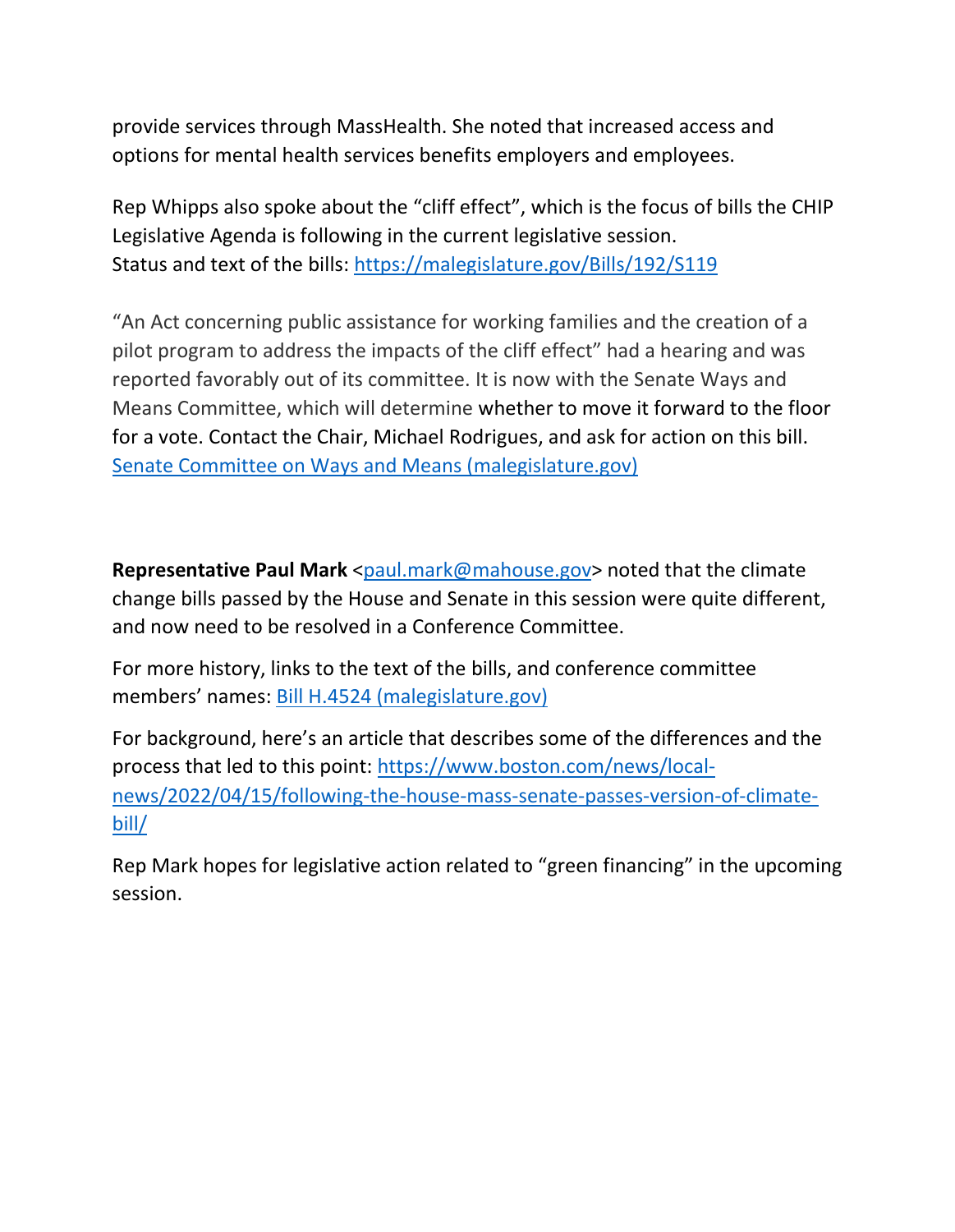provide services through MassHealth. She noted that increased access and options for mental health services benefits employers and employees.

Rep Whipps also spoke about the "cliff effect", which is the focus of bills the CHIP Legislative Agenda is following in the current legislative session.
Status and text of the bills: [https://malegislature.gov/Bills/192/S119](https://malegislature.gov/Bills/192/S119)

"An Act concerning public assistance for working families and the creation of a pilot program to address the impacts of the cliff effect" had a hearing and was reported favorably out of its committee. It is now with the Senate Ways and Means Committee, which will determine whether to move it forward to the floor for a vote. Contact the Chair, Michael Rodrigues, and ask for action on this bill.
[Senate Committee on Ways and Means (malegislature.gov)]()

**Representative Paul Mark** <[paul.mark@mahouse.gov](mailto:paul.mark@mahouse.gov)> noted that the climate change bills passed by the House and Senate in this session were quite different, and now need to be resolved in a Conference Committee.

For more history, links to the text of the bills, and conference committee members' names: [Bill H.4524 (malegislature.gov)]()

For background, here's an article that describes some of the differences and the process that led to this point: [https://www.boston.com/news/local-news/2022/04/15/following-the-house-mass-senate-passes-version-of-climate-bill/](https://www.boston.com/news/local-news/2022/04/15/following-the-house-mass-senate-passes-version-of-climate-bill/)

Rep Mark hopes for legislative action related to "green financing" in the upcoming session.